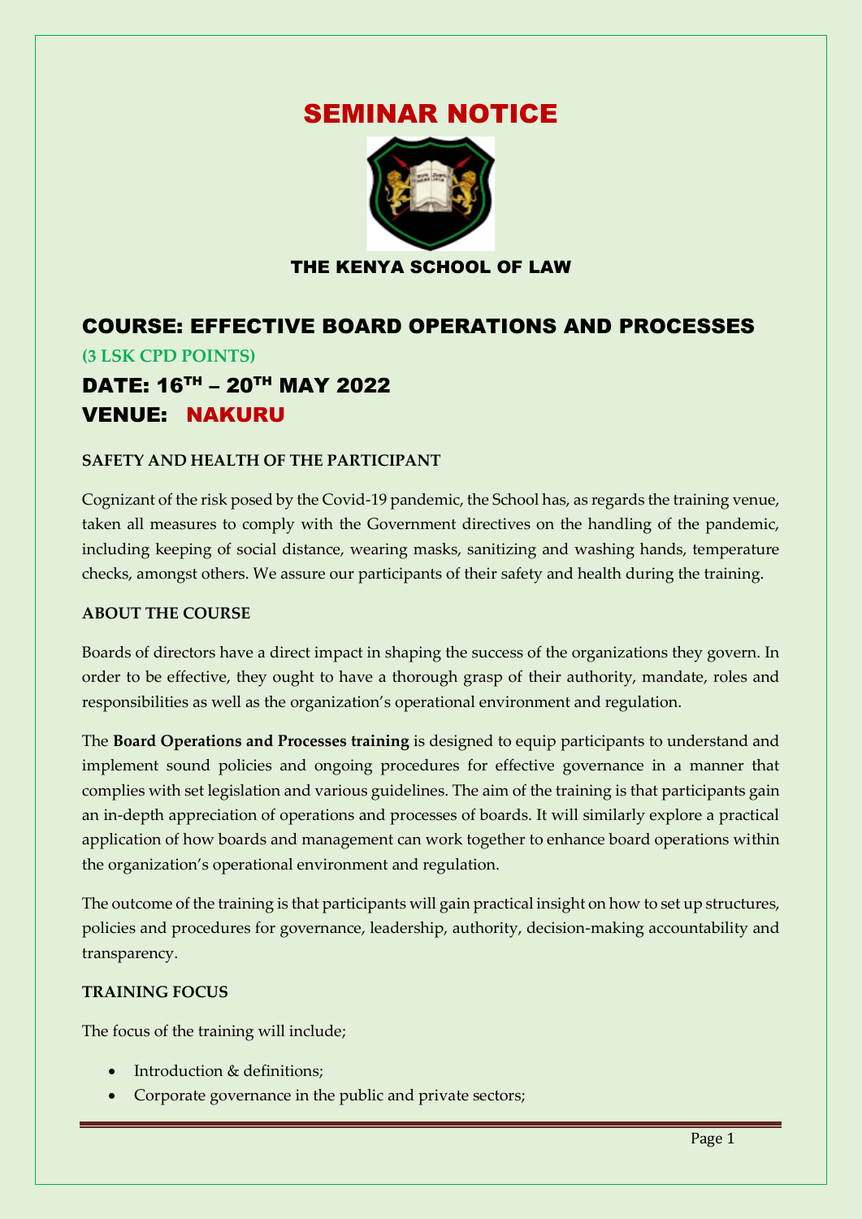# SEMINAR NOTICE

THE KENYA SCHOOL OF LAW

## COURSE: EFFECTIVE BOARD OPERATIONS AND PROCESSES

**(3 LSK CPD POINTS)**

## DATE: 16TH – 20TH MAY 2022

## VENUE: NAKURU

**SAFETY AND HEALTH OF THE PARTICIPANT**

Cognizant of the risk posed by the Covid-19 pandemic, the School has, as regards the training venue, taken all measures to comply with the Government directives on the handling of the pandemic, including keeping of social distance, wearing masks, sanitizing and washing hands, temperature checks, amongst others. We assure our participants of their safety and health during the training.

**ABOUT THE COURSE**

Boards of directors have a direct impact in shaping the success of the organizations they govern. In order to be effective, they ought to have a thorough grasp of their authority, mandate, roles and responsibilities as well as the organization's operational environment and regulation.

The **Board Operations and Processes training** is designed to equip participants to understand and implement sound policies and ongoing procedures for effective governance in a manner that complies with set legislation and various guidelines. The aim of the training is that participants gain an in-depth appreciation of operations and processes of boards. It will similarly explore a practical application of how boards and management can work together to enhance board operations within the organization's operational environment and regulation.

The outcome of the training is that participants will gain practical insight on how to set up structures, policies and procedures for governance, leadership, authority, decision-making accountability and transparency.

**TRAINING FOCUS**

The focus of the training will include;

- Introduction & definitions;
- Corporate governance in the public and private sectors;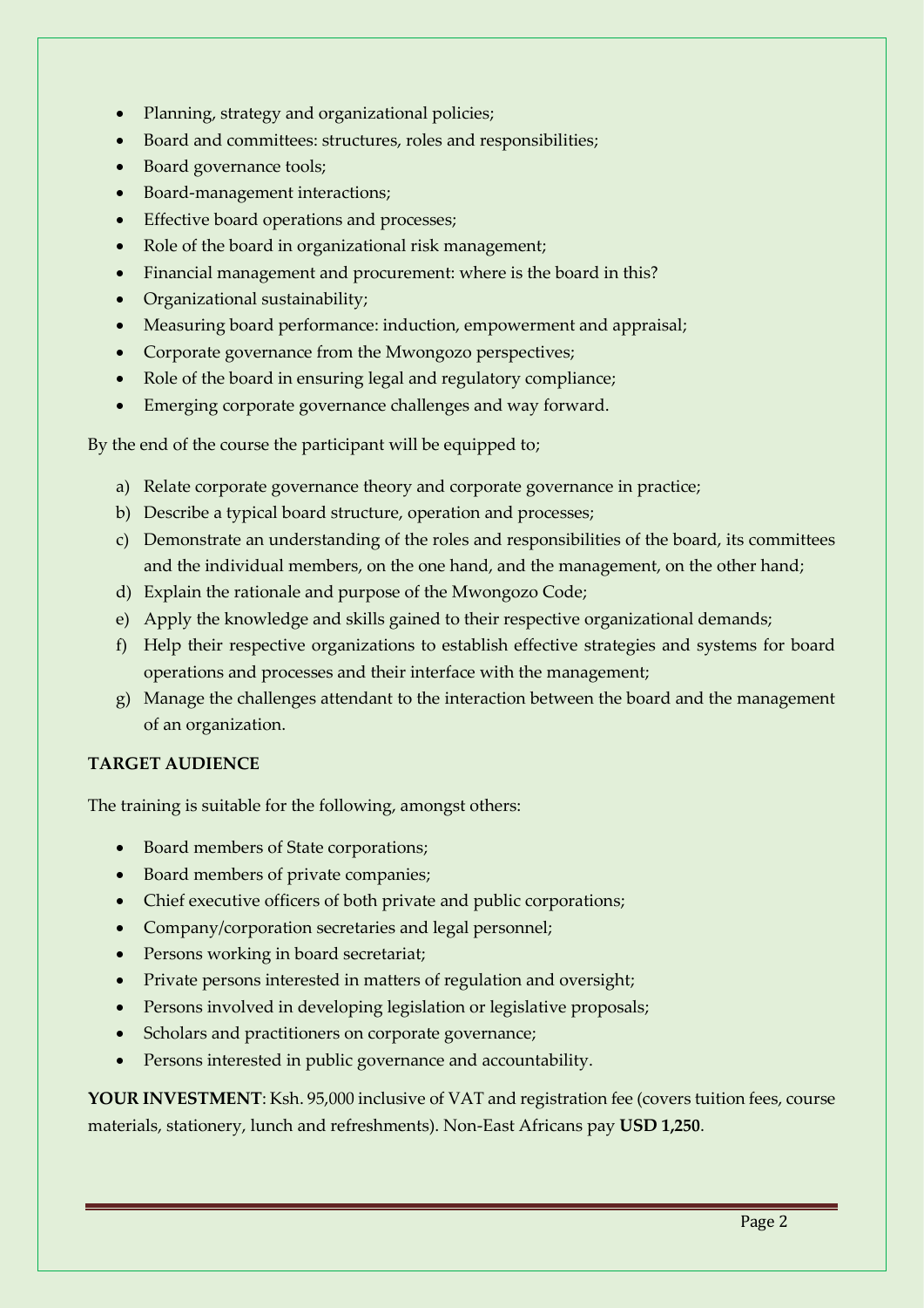- Planning, strategy and organizational policies;
- Board and committees: structures, roles and responsibilities;
- Board governance tools;
- Board-management interactions;
- Effective board operations and processes;
- Role of the board in organizational risk management;
- Financial management and procurement: where is the board in this?
- Organizational sustainability;
- Measuring board performance: induction, empowerment and appraisal;
- Corporate governance from the Mwongozo perspectives;
- Role of the board in ensuring legal and regulatory compliance;
- Emerging corporate governance challenges and way forward.

By the end of the course the participant will be equipped to;

a) Relate corporate governance theory and corporate governance in practice;
b) Describe a typical board structure, operation and processes;
c) Demonstrate an understanding of the roles and responsibilities of the board, its committees and the individual members, on the one hand, and the management, on the other hand;
d) Explain the rationale and purpose of the Mwongozo Code;
e) Apply the knowledge and skills gained to their respective organizational demands;
f) Help their respective organizations to establish effective strategies and systems for board operations and processes and their interface with the management;
g) Manage the challenges attendant to the interaction between the board and the management of an organization.

**TARGET AUDIENCE**

The training is suitable for the following, amongst others:

- Board members of State corporations;
- Board members of private companies;
- Chief executive officers of both private and public corporations;
- Company/corporation secretaries and legal personnel;
- Persons working in board secretariat;
- Private persons interested in matters of regulation and oversight;
- Persons involved in developing legislation or legislative proposals;
- Scholars and practitioners on corporate governance;
- Persons interested in public governance and accountability.

**YOUR INVESTMENT**: Ksh. 95,000 inclusive of VAT and registration fee (covers tuition fees, course materials, stationery, lunch and refreshments). Non-East Africans pay **USD 1,250**.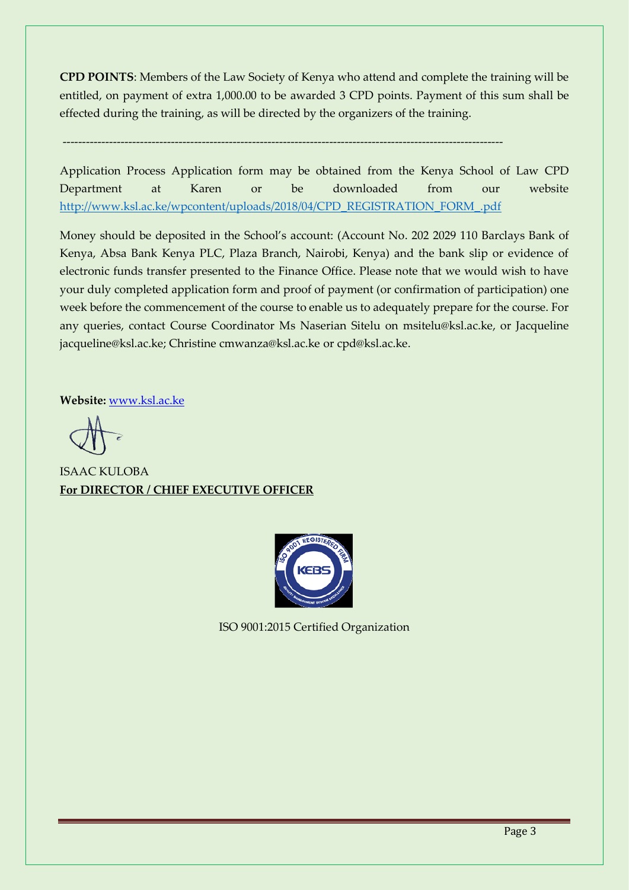**CPD POINTS**: Members of the Law Society of Kenya who attend and complete the training will be entitled, on payment of extra 1,000.00 to be awarded 3 CPD points. Payment of this sum shall be effected during the training, as will be directed by the organizers of the training.

---

Application Process Application form may be obtained from the Kenya School of Law CPD Department at Karen or be downloaded from our website http://www.ksl.ac.ke/wpcontent/uploads/2018/04/CPD_REGISTRATION_FORM_.pdf

Money should be deposited in the School's account: (Account No. 202 2029 110 Barclays Bank of Kenya, Absa Bank Kenya PLC, Plaza Branch, Nairobi, Kenya) and the bank slip or evidence of electronic funds transfer presented to the Finance Office. Please note that we would wish to have your duly completed application form and proof of payment (or confirmation of participation) one week before the commencement of the course to enable us to adequately prepare for the course. For any queries, contact Course Coordinator Ms Naserian Sitelu on msitelu@ksl.ac.ke, or Jacqueline jacqueline@ksl.ac.ke; Christine cmwanza@ksl.ac.ke or cpd@ksl.ac.ke.

**Website:** www.ksl.ac.ke

ISAAC KULOBA
**For DIRECTOR / CHIEF EXECUTIVE OFFICER**

ISO 9001:2015 Certified Organization